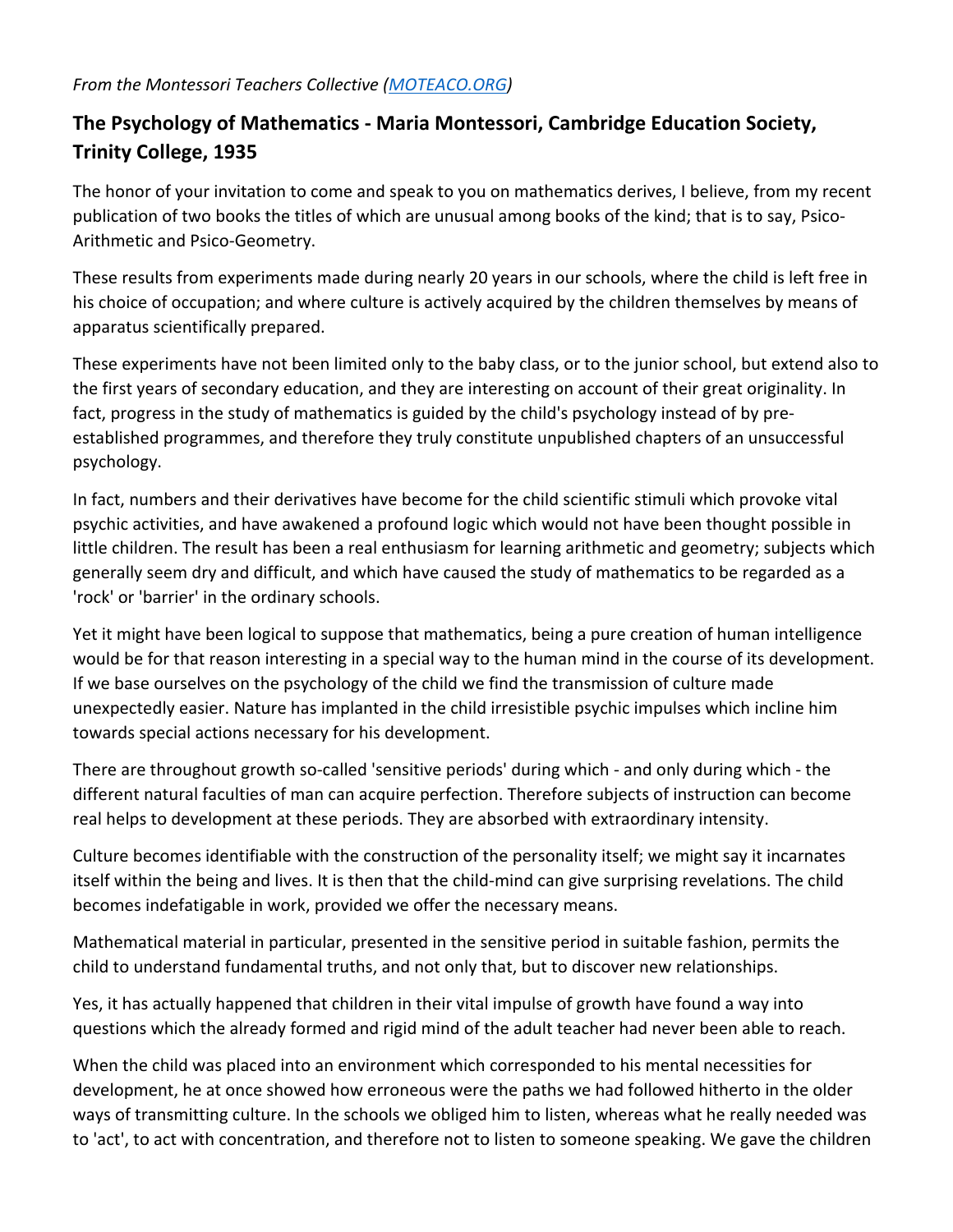*From the Montessori Teachers Collective ([MOTEACO.ORG](http://MOTEACO.ORG))*

## The Psychology of Mathematics - Maria Montessori, Cambridge Education Society, Trinity College, 1935

The honor of your invitation to come and speak to you on mathematics derives, I believe, from my recent publication of two books the titles of which are unusual among books of the kind; that is to say, Psico-Arithmetic and Psico-Geometry.

These results from experiments made during nearly 20 years in our schools, where the child is left free in his choice of occupation; and where culture is actively acquired by the children themselves by means of apparatus scientifically prepared.

These experiments have not been limited only to the baby class, or to the junior school, but extend also to the first years of secondary education, and they are interesting on account of their great originality. In fact, progress in the study of mathematics is guided by the child's psychology instead of by pre-established programmes, and therefore they truly constitute unpublished chapters of an unsuccessful psychology.

In fact, numbers and their derivatives have become for the child scientific stimuli which provoke vital psychic activities, and have awakened a profound logic which would not have been thought possible in little children. The result has been a real enthusiasm for learning arithmetic and geometry; subjects which generally seem dry and difficult, and which have caused the study of mathematics to be regarded as a 'rock' or 'barrier' in the ordinary schools.

Yet it might have been logical to suppose that mathematics, being a pure creation of human intelligence would be for that reason interesting in a special way to the human mind in the course of its development. If we base ourselves on the psychology of the child we find the transmission of culture made unexpectedly easier. Nature has implanted in the child irresistible psychic impulses which incline him towards special actions necessary for his development.

There are throughout growth so-called 'sensitive periods' during which - and only during which - the different natural faculties of man can acquire perfection. Therefore subjects of instruction can become real helps to development at these periods. They are absorbed with extraordinary intensity.

Culture becomes identifiable with the construction of the personality itself; we might say it incarnates itself within the being and lives. It is then that the child-mind can give surprising revelations. The child becomes indefatigable in work, provided we offer the necessary means.

Mathematical material in particular, presented in the sensitive period in suitable fashion, permits the child to understand fundamental truths, and not only that, but to discover new relationships.

Yes, it has actually happened that children in their vital impulse of growth have found a way into questions which the already formed and rigid mind of the adult teacher had never been able to reach.

When the child was placed into an environment which corresponded to his mental necessities for development, he at once showed how erroneous were the paths we had followed hitherto in the older ways of transmitting culture. In the schools we obliged him to listen, whereas what he really needed was to 'act', to act with concentration, and therefore not to listen to someone speaking. We gave the children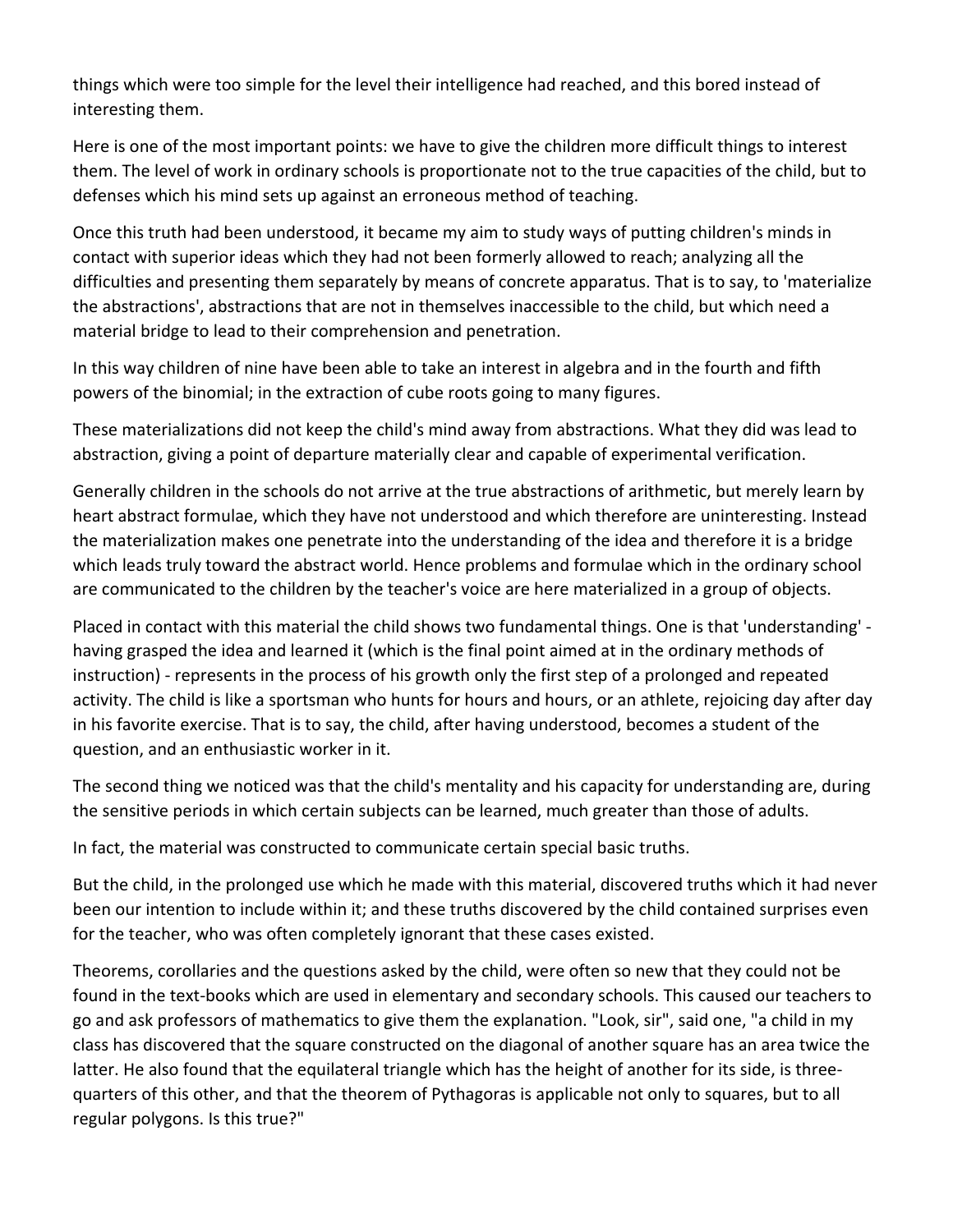things which were too simple for the level their intelligence had reached, and this bored instead of interesting them.

Here is one of the most important points: we have to give the children more difficult things to interest them. The level of work in ordinary schools is proportionate not to the true capacities of the child, but to defenses which his mind sets up against an erroneous method of teaching.

Once this truth had been understood, it became my aim to study ways of putting children's minds in contact with superior ideas which they had not been formerly allowed to reach; analyzing all the difficulties and presenting them separately by means of concrete apparatus. That is to say, to 'materialize the abstractions', abstractions that are not in themselves inaccessible to the child, but which need a material bridge to lead to their comprehension and penetration.

In this way children of nine have been able to take an interest in algebra and in the fourth and fifth powers of the binomial; in the extraction of cube roots going to many figures.

These materializations did not keep the child's mind away from abstractions. What they did was lead to abstraction, giving a point of departure materially clear and capable of experimental verification.

Generally children in the schools do not arrive at the true abstractions of arithmetic, but merely learn by heart abstract formulae, which they have not understood and which therefore are uninteresting. Instead the materialization makes one penetrate into the understanding of the idea and therefore it is a bridge which leads truly toward the abstract world. Hence problems and formulae which in the ordinary school are communicated to the children by the teacher's voice are here materialized in a group of objects.

Placed in contact with this material the child shows two fundamental things. One is that 'understanding' - having grasped the idea and learned it (which is the final point aimed at in the ordinary methods of instruction) - represents in the process of his growth only the first step of a prolonged and repeated activity. The child is like a sportsman who hunts for hours and hours, or an athlete, rejoicing day after day in his favorite exercise. That is to say, the child, after having understood, becomes a student of the question, and an enthusiastic worker in it.

The second thing we noticed was that the child's mentality and his capacity for understanding are, during the sensitive periods in which certain subjects can be learned, much greater than those of adults.

In fact, the material was constructed to communicate certain special basic truths.

But the child, in the prolonged use which he made with this material, discovered truths which it had never been our intention to include within it; and these truths discovered by the child contained surprises even for the teacher, who was often completely ignorant that these cases existed.

Theorems, corollaries and the questions asked by the child, were often so new that they could not be found in the text-books which are used in elementary and secondary schools. This caused our teachers to go and ask professors of mathematics to give them the explanation. "Look, sir", said one, "a child in my class has discovered that the square constructed on the diagonal of another square has an area twice the latter. He also found that the equilateral triangle which has the height of another for its side, is three-quarters of this other, and that the theorem of Pythagoras is applicable not only to squares, but to all regular polygons. Is this true?"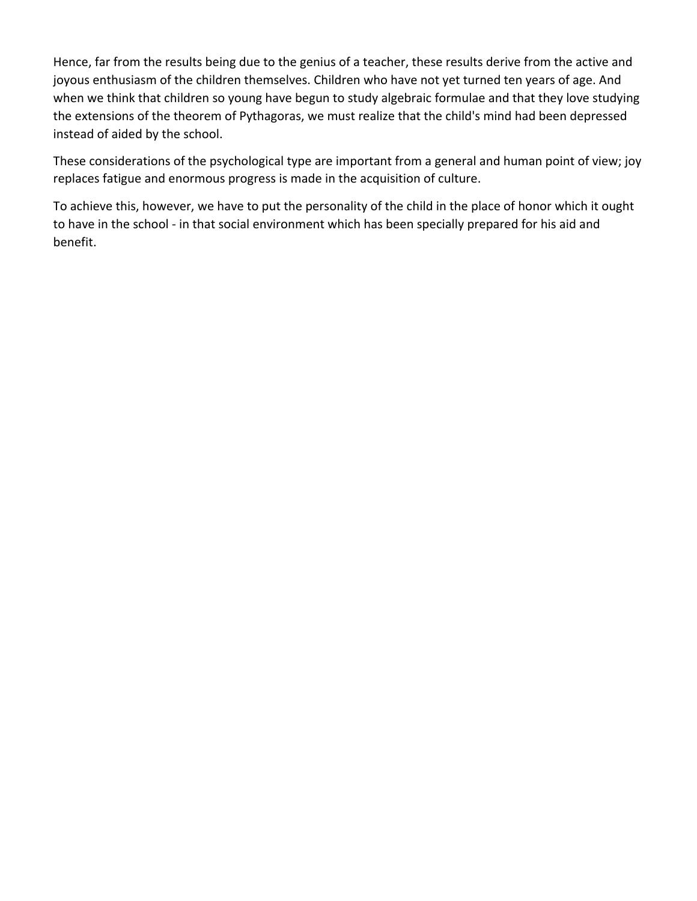Hence, far from the results being due to the genius of a teacher, these results derive from the active and joyous enthusiasm of the children themselves. Children who have not yet turned ten years of age. And when we think that children so young have begun to study algebraic formulae and that they love studying the extensions of the theorem of Pythagoras, we must realize that the child's mind had been depressed instead of aided by the school.

These considerations of the psychological type are important from a general and human point of view; joy replaces fatigue and enormous progress is made in the acquisition of culture.

To achieve this, however, we have to put the personality of the child in the place of honor which it ought to have in the school - in that social environment which has been specially prepared for his aid and benefit.